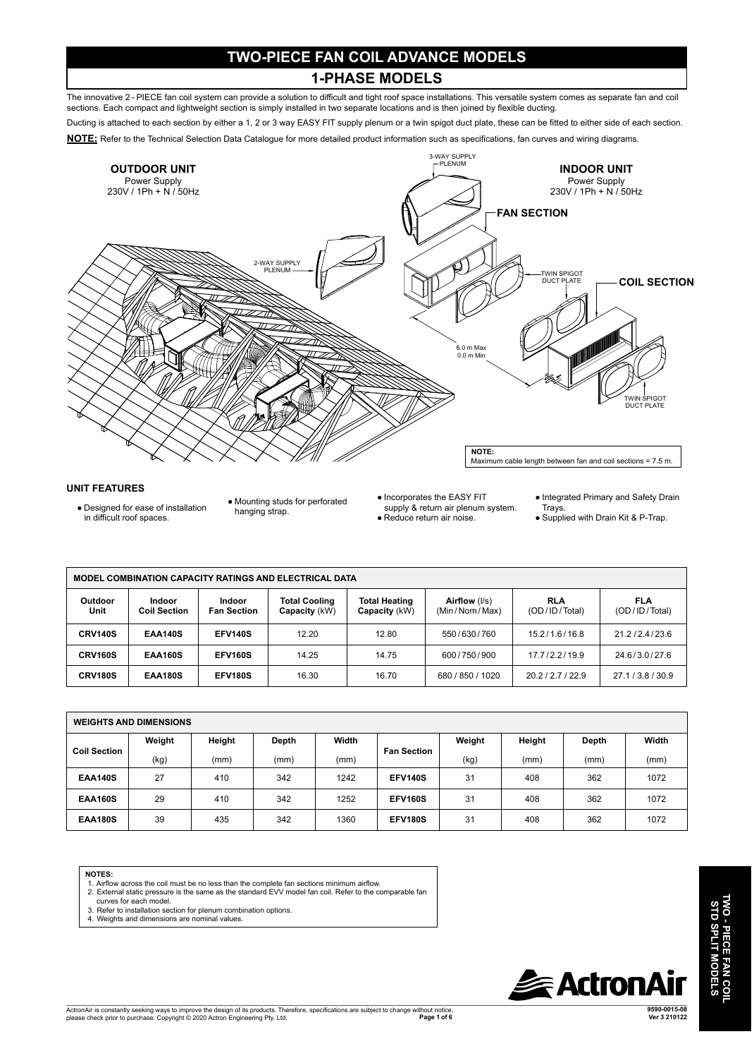# TWO-PIECE FAN COIL ADVANCE MODELS

## 1-PHASE MODELS

The innovative 2 - PIECE fan coil system can provide a solution to difficult and tight roof space installations. This versatile system comes as separate fan and coil sections. Each compact and lightweight section is simply installed in two separate locations and is then joined by flexible ducting.

Ducting is attached to each section by either a 1, 2 or 3 way EASY FIT supply plenum or a twin spigot duct plate, these can be fitted to either side of each section.

**NOTE:** Refer to the Technical Selection Data Catalogue for more detailed product information such as specifications, fan curves and wiring diagrams.

**OUTDOOR UNIT**
Power Supply
230V / 1Ph + N / 50Hz

**INDOOR UNIT**
Power Supply
230V / 1Ph + N / 50Hz

3-WAY SUPPLY PLENUM

2-WAY SUPPLY PLENUM

**FAN SECTION**

TWIN SPIGOT DUCT PLATE

**COIL SECTION**

6.0 m Max
0.0 m Min

TWIN SPIGOT DUCT PLATE

**NOTE:**
Maximum cable length between fan and coil sections = 7.5 m.

### UNIT FEATURES

- Designed for ease of installation in difficult roof spaces.
- Mounting studs for perforated hanging strap.
- Incorporates the EASY FIT supply & return air plenum system.
- Reduce return air noise.
- Integrated Primary and Safety Drain Trays.
- Supplied with Drain Kit & P-Trap.

| MODEL COMBINATION CAPACITY RATINGS AND ELECTRICAL DATA | | | | | | | |
|---|---|---|---|---|---|---|---|
| **Outdoor Unit** | **Indoor Coil Section** | **Indoor Fan Section** | **Total Cooling Capacity** (kW) | **Total Heating Capacity** (kW) | **Airflow** (l/s) (Min / Nom / Max) | **RLA** (OD / ID / Total) | **FLA** (OD / ID / Total) |
| **CRV140S** | **EAA140S** | **EFV140S** | 12.20 | 12.80 | 550 / 630 / 760 | 15.2 / 1.6 / 16.8 | 21.2 / 2.4 / 23.6 |
| **CRV160S** | **EAA160S** | **EFV160S** | 14.25 | 14.75 | 600 / 750 / 900 | 17.7 / 2.2 / 19.9 | 24.6 / 3.0 / 27.6 |
| **CRV180S** | **EAA180S** | **EFV180S** | 16.30 | 16.70 | 680 / 850 / 1020 | 20.2 / 2.7 / 22.9 | 27.1 / 3.8 / 30.9 |

| WEIGHTS AND DIMENSIONS | | | | | | | | | |
|---|---|---|---|---|---|---|---|---|---|
| **Coil Section** | **Weight** (kg) | **Height** (mm) | **Depth** (mm) | **Width** (mm) | **Fan Section** | **Weight** (kg) | **Height** (mm) | **Depth** (mm) | **Width** (mm) |
| **EAA140S** | 27 | 410 | 342 | 1242 | **EFV140S** | 31 | 408 | 362 | 1072 |
| **EAA160S** | 29 | 410 | 342 | 1252 | **EFV160S** | 31 | 408 | 362 | 1072 |
| **EAA180S** | 39 | 435 | 342 | 1360 | **EFV180S** | 31 | 408 | 362 | 1072 |

**NOTES:**
1. Airflow across the coil must be no less than the complete fan sections minimum airflow.
2. External static pressure is the same as the standard EVV model fan coil. Refer to the comparable fan curves for each model.
3. Refer to installation section for plenum combination options.
4. Weights and dimensions are nominal values.

ActronAir is constantly seeking ways to improve the design of its products. Therefore, specifications are subject to change without notice, please check prior to purchase. Copyright © 2020 Actron Engineering Pty. Ltd.

9590-0015-08
Ver 3 210122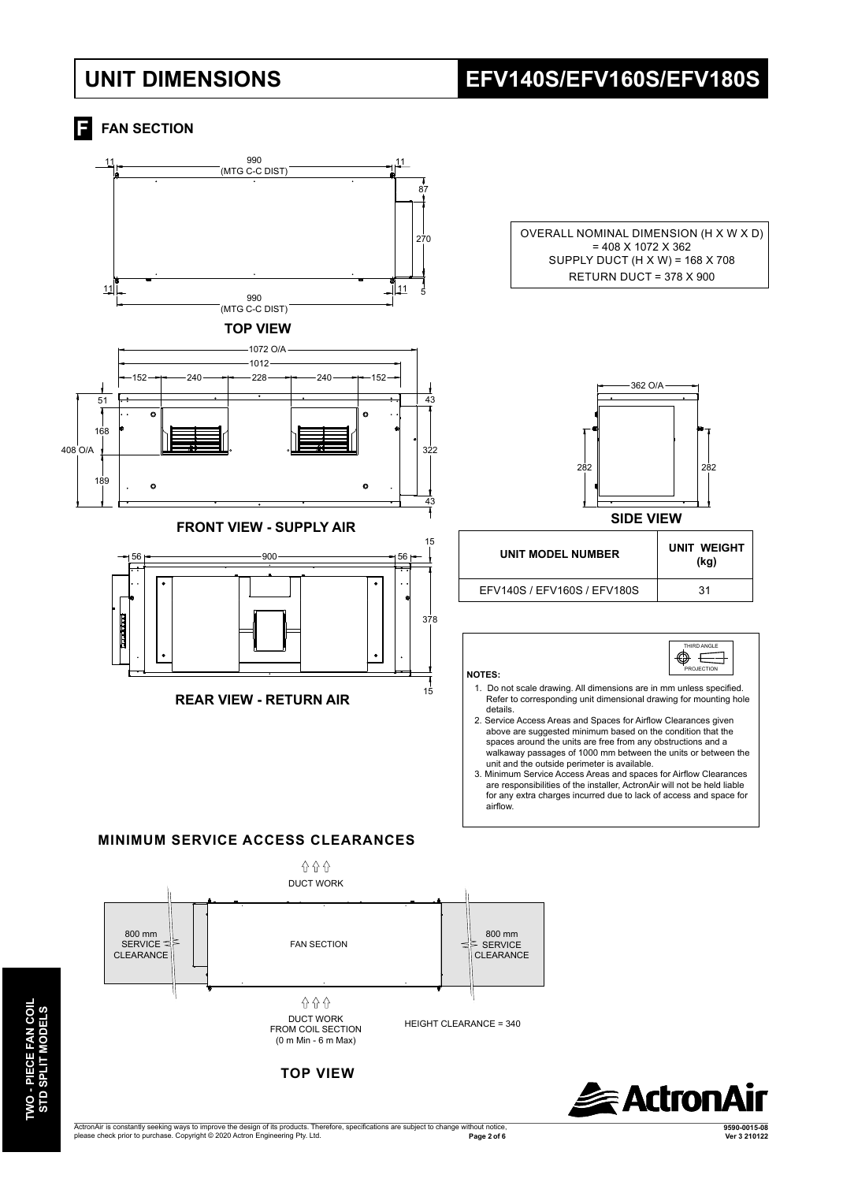# UNIT DIMENSIONS

## EFV140S/EFV160S/EFV180S

### F FAN SECTION

11
990
(MTG C-C DIST)
11
87
270
11
990
(MTG C-C DIST)
11
5

**TOP VIEW**

1072 O/A
1012
152
240
228
240
152
51
43
168
408 O/A
322
189
43

**FRONT VIEW - SUPPLY AIR**

15
56
900
56
378
15

**REAR VIEW - RETURN AIR**

OVERALL NOMINAL DIMENSION (H X W X D)
= 408 X 1072 X 362
SUPPLY DUCT (H X W) = 168 X 708
RETURN DUCT = 378 X 900

362 O/A
282
282

**SIDE VIEW**

| UNIT MODEL NUMBER | UNIT WEIGHT (kg) |
|---|---|
| EFV140S / EFV160S / EFV180S | 31 |

THIRD ANGLE PROJECTION

**NOTES:**

1. Do not scale drawing. All dimensions are in mm unless specified. Refer to corresponding unit dimensional drawing for mounting hole details.
2. Service Access Areas and Spaces for Airflow Clearances given above are suggested minimum based on the condition that the spaces around the units are free from any obstructions and a walkaway passages of 1000 mm between the units or between the unit and the outside perimeter is available.
3. Minimum Service Access Areas and spaces for Airflow Clearances are responsibilities of the installer, ActronAir will not be held liable for any extra charges incurred due to lack of access and space for airflow.

### MINIMUM SERVICE ACCESS CLEARANCES

DUCT WORK

800 mm SERVICE CLEARANCE

FAN SECTION

800 mm SERVICE CLEARANCE

DUCT WORK FROM COIL SECTION (0 m Min - 6 m Max)

HEIGHT CLEARANCE = 340

**TOP VIEW**

TWO - PIECE FAN COIL STD SPLIT MODELS

ActronAir is constantly seeking ways to improve the design of its products. Therefore, specifications are subject to change without notice, please check prior to purchase. Copyright © 2020 Actron Engineering Pty. Ltd.

9590-0015-08
Ver 3 210122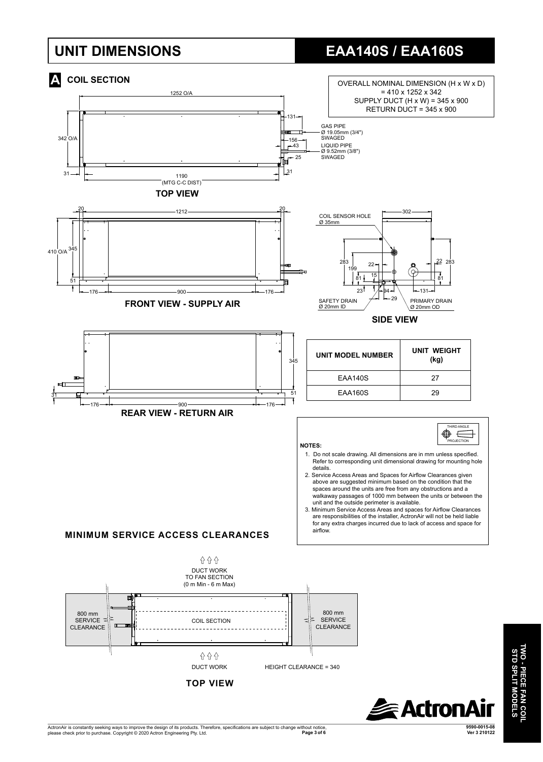# UNIT DIMENSIONS

# EAA140S / EAA160S

## A COIL SECTION

OVERALL NOMINAL DIMENSION (H x W x D)
= 410 x 1252 x 342
SUPPLY DUCT (H x W) = 345 x 900
RETURN DUCT = 345 x 900

1252 O/A
342 O/A
131
156
43
25
31
31
1190
(MTG C-C DIST)

GAS PIPE
Ø 19.05mm (3/4")
SWAGED

LIQUID PIPE
Ø 9.52mm (3/8")
SWAGED

**TOP VIEW**

20
1212
20
410 O/A
345
51
176
900
176

**FRONT VIEW - SUPPLY AIR**

COIL SENSOR HOLE
Ø 35mm

302
283
199
22
15
81
23
34
29
22
283
81
131

SAFETY DRAIN
Ø 20mm ID

PRIMARY DRAIN
Ø 20mm OD

**SIDE VIEW**

345
31
51
176
900
176

**REAR VIEW - RETURN AIR**

| UNIT MODEL NUMBER | UNIT WEIGHT (kg) |
| --- | --- |
| EAA140S | 27 |
| EAA160S | 29 |

THIRD ANGLE PROJECTION

**NOTES:**

1. Do not scale drawing. All dimensions are in mm unless specified. Refer to corresponding unit dimensional drawing for mounting hole details.
2. Service Access Areas and Spaces for Airflow Clearances given above are suggested minimum based on the condition that the spaces around the units are free from any obstructions and a walkaway passages of 1000 mm between the units or between the unit and the outside perimeter is available.
3. Minimum Service Access Areas and spaces for Airflow Clearances are responsibilities of the installer, ActronAir will not be held liable for any extra charges incurred due to lack of access and space for airflow.

## MINIMUM SERVICE ACCESS CLEARANCES

DUCT WORK
TO FAN SECTION
(0 m Min - 6 m Max)

800 mm
SERVICE
CLEARANCE

COIL SECTION

800 mm
SERVICE
CLEARANCE

DUCT WORK

HEIGHT CLEARANCE = 340

**TOP VIEW**

TWO - PIECE FAN COIL
STD SPLIT MODELS

ActronAir

ActronAir is constantly seeking ways to improve the design of its products. Therefore, specifications are subject to change without notice, please check prior to purchase. Copyright © 2020 Actron Engineering Pty. Ltd.

9590-0015-08
Ver 3 210122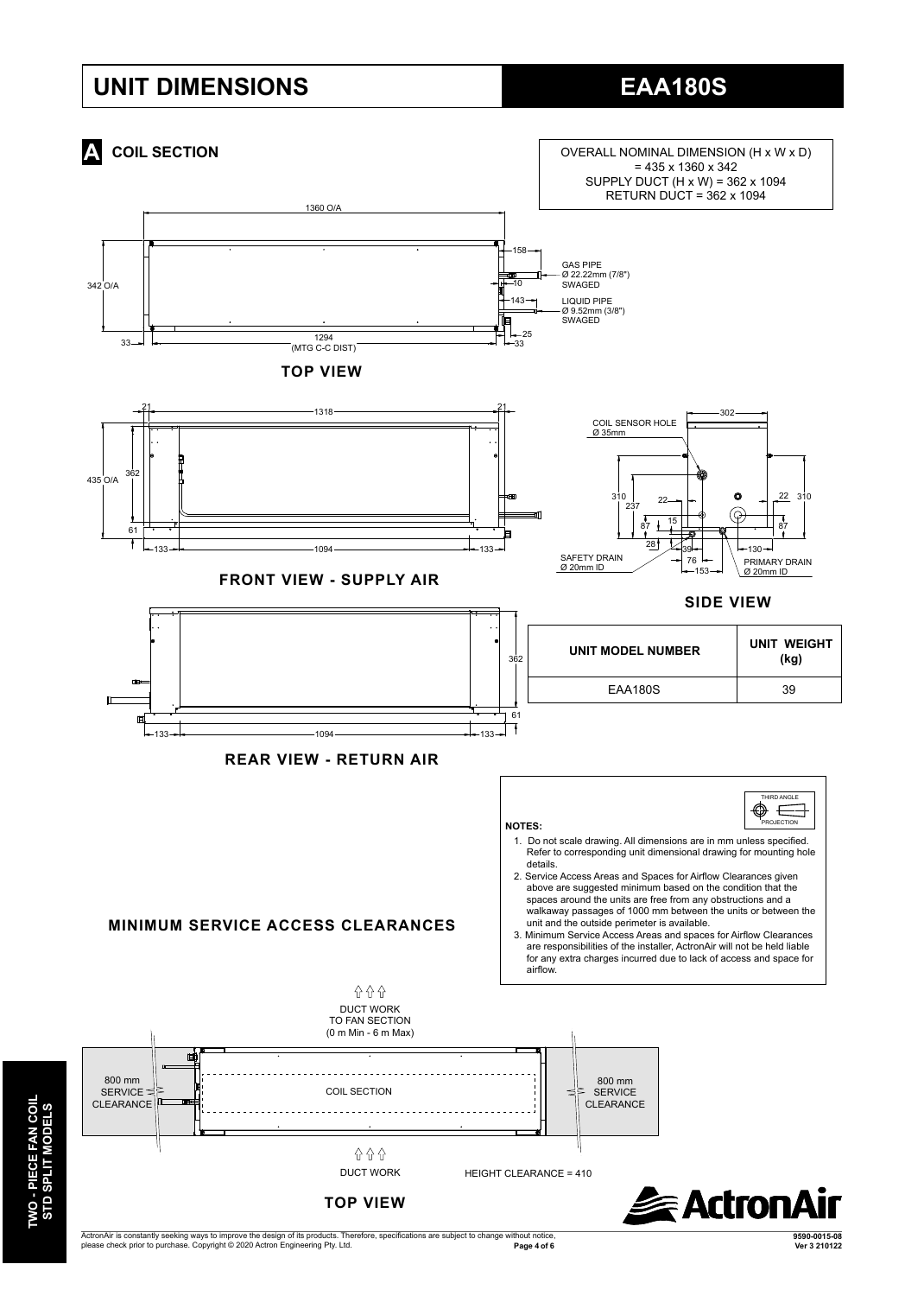# UNIT DIMENSIONS

# EAA180S

## A COIL SECTION

OVERALL NOMINAL DIMENSION (H x W x D)
= 435 x 1360 x 342
SUPPLY DUCT (H x W) = 362 x 1094
RETURN DUCT = 362 x 1094

1360 O/A
158
342 O/A
10
143
25
33
1294
(MTG C-C DIST)
33

GAS PIPE
Ø 22.22mm (7/8")
SWAGED

LIQUID PIPE
Ø 9.52mm (3/8")
SWAGED

### TOP VIEW

21
1318
21
435 O/A
362
61
133
1094
133

### FRONT VIEW - SUPPLY AIR

302
COIL SENSOR HOLE
Ø 35mm
310
237
22
87
15
28
39
76
153
22
310
87
130
SAFETY DRAIN
Ø 20mm ID
PRIMARY DRAIN
Ø 20mm ID

### SIDE VIEW

362
61
133
1094
133

### REAR VIEW - RETURN AIR

| UNIT MODEL NUMBER | UNIT WEIGHT (kg) |
| --- | --- |
| EAA180S | 39 |

THIRD ANGLE PROJECTION

**NOTES:**

1. Do not scale drawing. All dimensions are in mm unless specified. Refer to corresponding unit dimensional drawing for mounting hole details.
2. Service Access Areas and Spaces for Airflow Clearances given above are suggested minimum based on the condition that the spaces around the units are free from any obstructions and a walkaway passages of 1000 mm between the units or between the unit and the outside perimeter is available.
3. Minimum Service Access Areas and spaces for Airflow Clearances are responsibilities of the installer, ActronAir will not be held liable for any extra charges incurred due to lack of access and space for airflow.

### MINIMUM SERVICE ACCESS CLEARANCES

DUCT WORK
TO FAN SECTION
(0 m Min - 6 m Max)

800 mm
SERVICE
CLEARANCE

COIL SECTION

800 mm
SERVICE
CLEARANCE

DUCT WORK

HEIGHT CLEARANCE = 410

### TOP VIEW

ActronAir

TWO - PIECE FAN COIL
STD SPLIT MODELS

ActronAir is constantly seeking ways to improve the design of its products. Therefore, specifications are subject to change without notice, please check prior to purchase. Copyright © 2020 Actron Engineering Pty. Ltd.

9590-0015-08
Ver 3 210122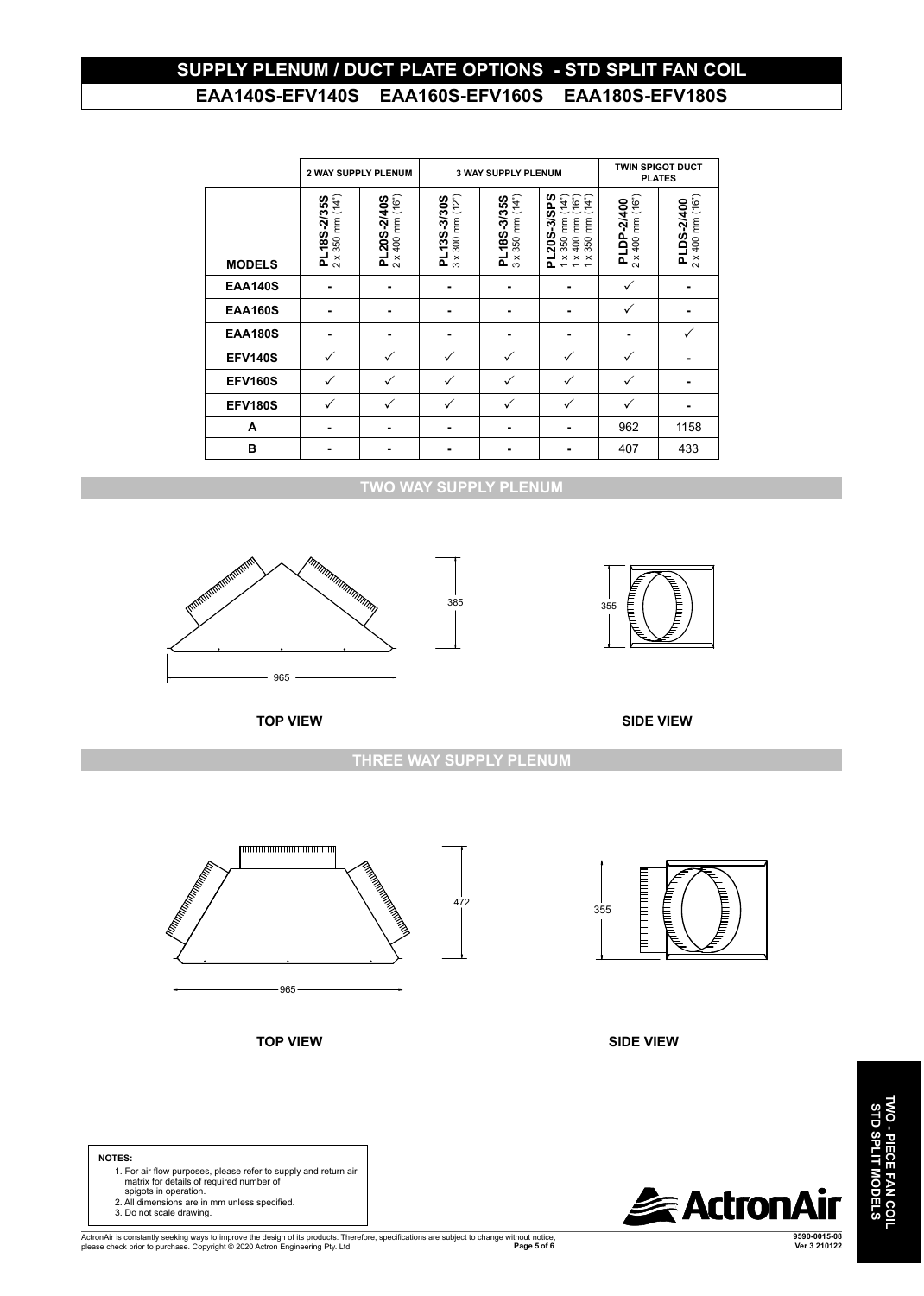# SUPPLY PLENUM / DUCT PLATE OPTIONS - STD SPLIT FAN COIL

## EAA140S-EFV140S EAA160S-EFV160S EAA180S-EFV180S

| | 2 WAY SUPPLY PLENUM | | 3 WAY SUPPLY PLENUM | | | TWIN SPIGOT DUCT PLATES | |
|---|---|---|---|---|---|---|---|
| **MODELS** | **PL18S-2/35S** 2 x 350 mm (14") | **PL20S-2/40S** 2 x 400 mm (16") | **PL13S-3/30S** 3 x 300 mm (12") | **PL18S-3/35S** 3 x 350 mm (14") | **PL20S-3/SPS** 1 x 350 mm (14") 1 x 400 mm (16") 1 x 350 mm (14") | **PLDP-2/400** 2 x 400 mm (16") | **PLDS-2/400** 2 x 400 mm (16") |
| **EAA140S** | - | - | - | - | - | ✓ | - |
| **EAA160S** | - | - | - | - | - | ✓ | - |
| **EAA180S** | - | - | - | - | - | - | ✓ |
| **EFV140S** | ✓ | ✓ | ✓ | ✓ | ✓ | ✓ | - |
| **EFV160S** | ✓ | ✓ | ✓ | ✓ | ✓ | ✓ | - |
| **EFV180S** | ✓ | ✓ | ✓ | ✓ | ✓ | ✓ | - |
| **A** | - | - | - | - | - | 962 | 1158 |
| **B** | - | - | - | - | - | 407 | 433 |

## TWO WAY SUPPLY PLENUM

965

385

355

**TOP VIEW**

**SIDE VIEW**

## THREE WAY SUPPLY PLENUM

965

472

355

**TOP VIEW**

**SIDE VIEW**

**NOTES:**

1. For air flow purposes, please refer to supply and return air matrix for details of required number of spigots in operation.
2. All dimensions are in mm unless specified.
3. Do not scale drawing.

TWO - PIECE FAN COIL STD SPLIT MODELS

ActronAir

ActronAir is constantly seeking ways to improve the design of its products. Therefore, specifications are subject to change without notice, please check prior to purchase. Copyright © 2020 Actron Engineering Pty. Ltd.

9590-0015-08
Ver 3 210122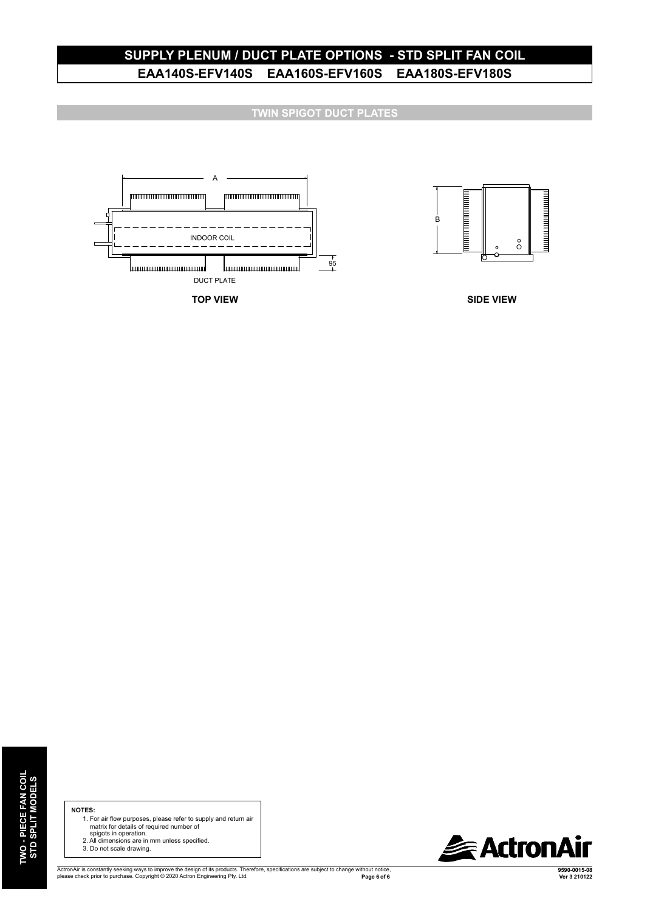# SUPPLY PLENUM / DUCT PLATE OPTIONS - STD SPLIT FAN COIL

## EAA140S-EFV140S EAA160S-EFV160S EAA180S-EFV180S

### TWIN SPIGOT DUCT PLATES

A

INDOOR COIL

95

DUCT PLATE

**TOP VIEW**

B

**SIDE VIEW**

**NOTES:**

1. For air flow purposes, please refer to supply and return air matrix for details of required number of spigots in operation.
2. All dimensions are in mm unless specified.
3. Do not scale drawing.

TWO - PIECE FAN COIL
STD SPLIT MODELS S

ActronAir is constantly seeking ways to improve the design of its products. Therefore, specifications are subject to change without notice, please check prior to purchase. Copyright © 2020 Actron Engineering Pty. Ltd.

9590-0015-08
Ver 3 210122